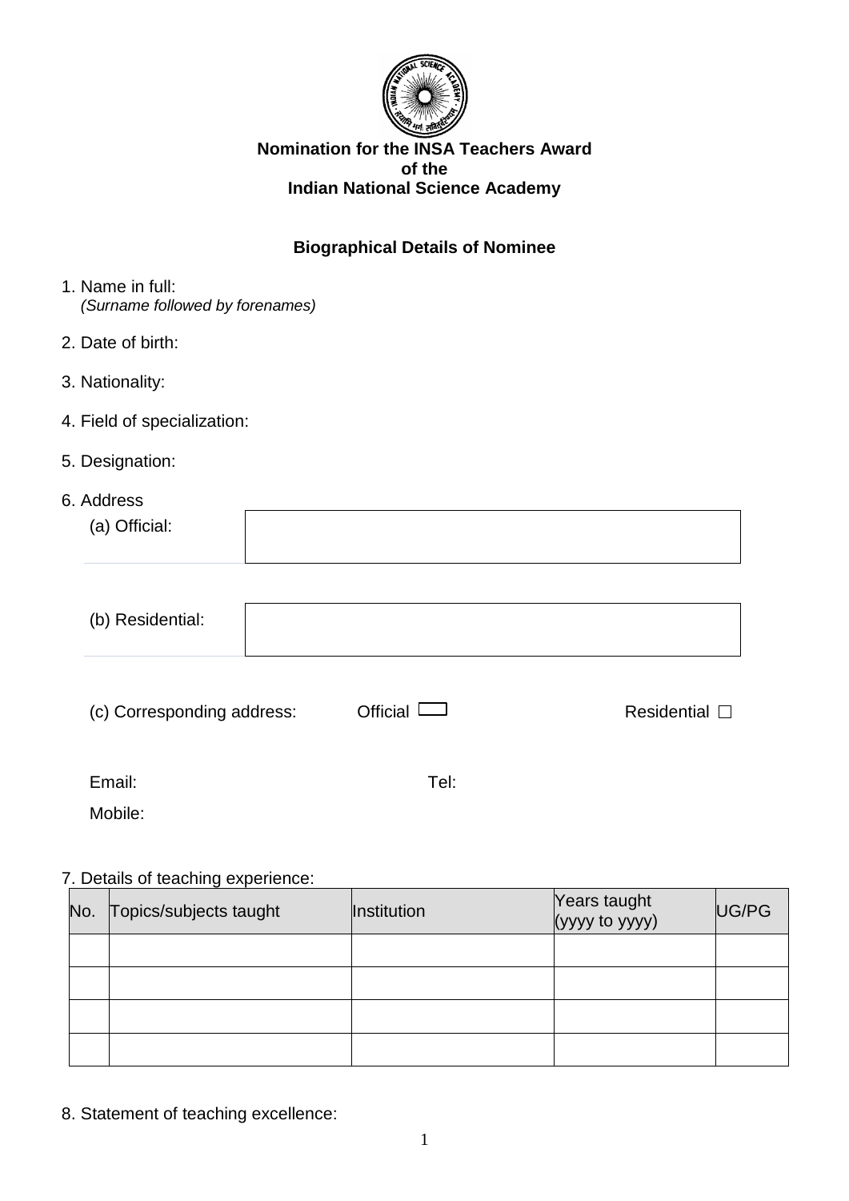**Nomination for the INSA Teachers Award**
**of the**
**Indian National Science Academy**

## Biographical Details of Nominee

1. Name in full:
   *(Surname followed by forenames)*

2. Date of birth:

3. Nationality:

4. Field of specialization:

5. Designation:

6. Address

   (a) Official:

   (b) Residential:

   (c) Corresponding address: Official ☐ Residential ☐

   Email: Tel:

   Mobile:

7. Details of teaching experience:

| No. | Topics/subjects taught | Institution | Years taught (yyyy to yyyy) | UG/PG |
|---|---|---|---|---|
| | | | | |
| | | | | |
| | | | | |
| | | | | |

8. Statement of teaching excellence: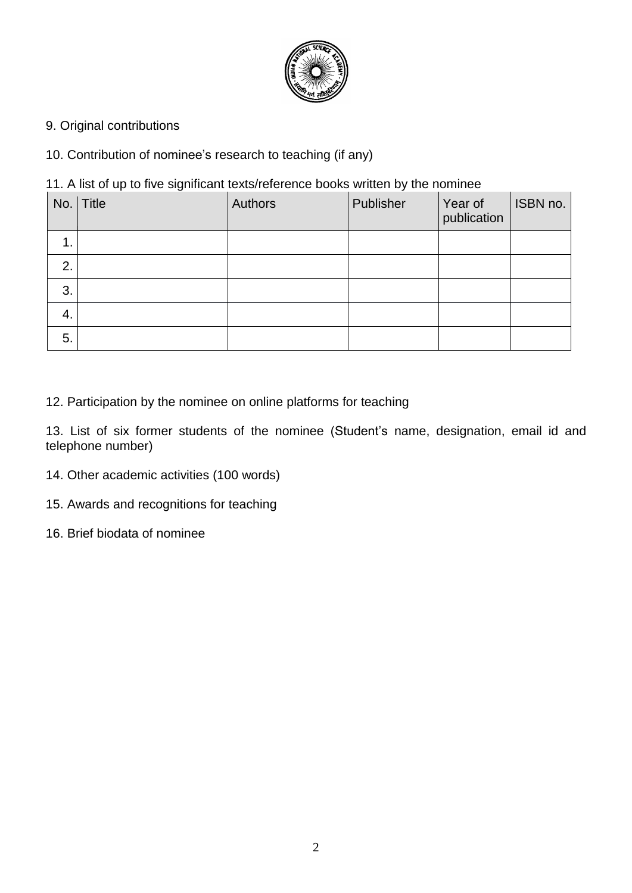9. Original contributions

10. Contribution of nominee's research to teaching (if any)

11. A list of up to five significant texts/reference books written by the nominee

| No. | Title | Authors | Publisher | Year of publication | ISBN no. |
|---|---|---|---|---|---|
| 1. | | | | | |
| 2. | | | | | |
| 3. | | | | | |
| 4. | | | | | |
| 5. | | | | | |

12. Participation by the nominee on online platforms for teaching

13. List of six former students of the nominee (Student's name, designation, email id and telephone number)

14. Other academic activities (100 words)

15. Awards and recognitions for teaching

16. Brief biodata of nominee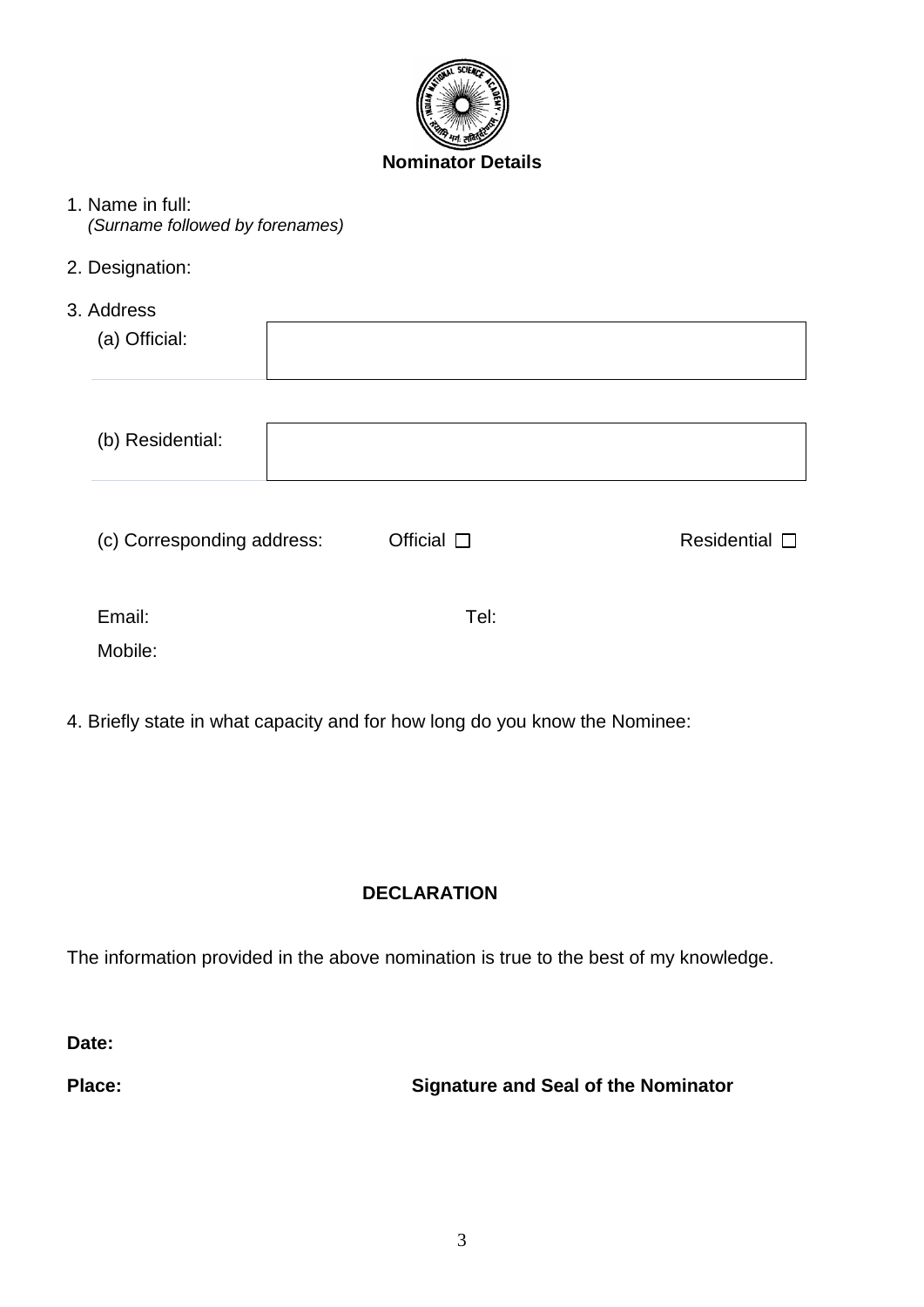## Nominator Details

1. Name in full:
   *(Surname followed by forenames)*

2. Designation:

3. Address

   (a) Official:

   (b) Residential:

   (c) Corresponding address: Official ☐ Residential ☐

   Email: Tel:

   Mobile:

4. Briefly state in what capacity and for how long do you know the Nominee:

### DECLARATION

The information provided in the above nomination is true to the best of my knowledge.

**Date:**

**Place:** **Signature and Seal of the Nominator**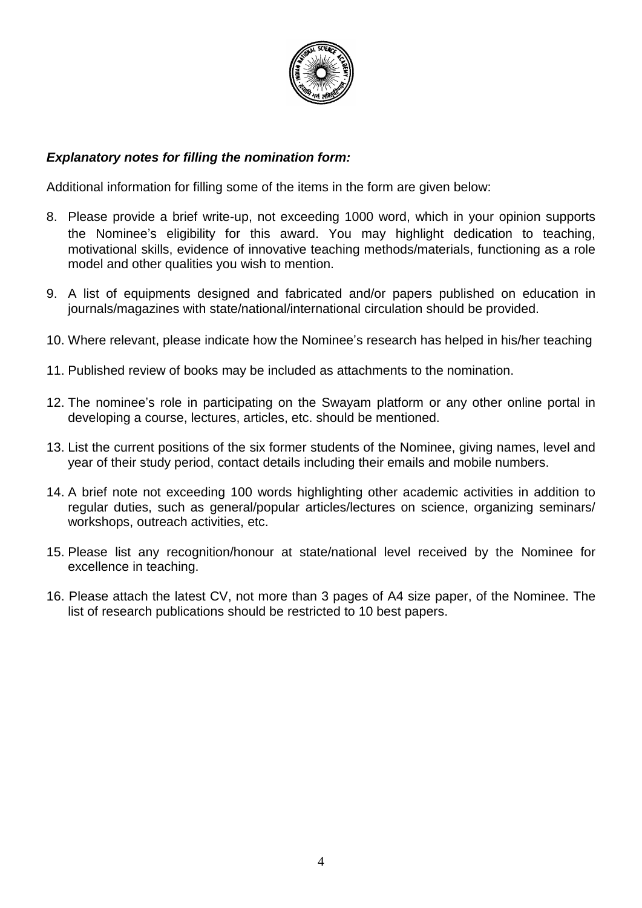***Explanatory notes for filling the nomination form:***

Additional information for filling some of the items in the form are given below:

8. Please provide a brief write-up, not exceeding 1000 word, which in your opinion supports the Nominee's eligibility for this award. You may highlight dedication to teaching, motivational skills, evidence of innovative teaching methods/materials, functioning as a role model and other qualities you wish to mention.
9. A list of equipments designed and fabricated and/or papers published on education in journals/magazines with state/national/international circulation should be provided.
10. Where relevant, please indicate how the Nominee's research has helped in his/her teaching
11. Published review of books may be included as attachments to the nomination.
12. The nominee's role in participating on the Swayam platform or any other online portal in developing a course, lectures, articles, etc. should be mentioned.
13. List the current positions of the six former students of the Nominee, giving names, level and year of their study period, contact details including their emails and mobile numbers.
14. A brief note not exceeding 100 words highlighting other academic activities in addition to regular duties, such as general/popular articles/lectures on science, organizing seminars/ workshops, outreach activities, etc.
15. Please list any recognition/honour at state/national level received by the Nominee for excellence in teaching.
16. Please attach the latest CV, not more than 3 pages of A4 size paper, of the Nominee. The list of research publications should be restricted to 10 best papers.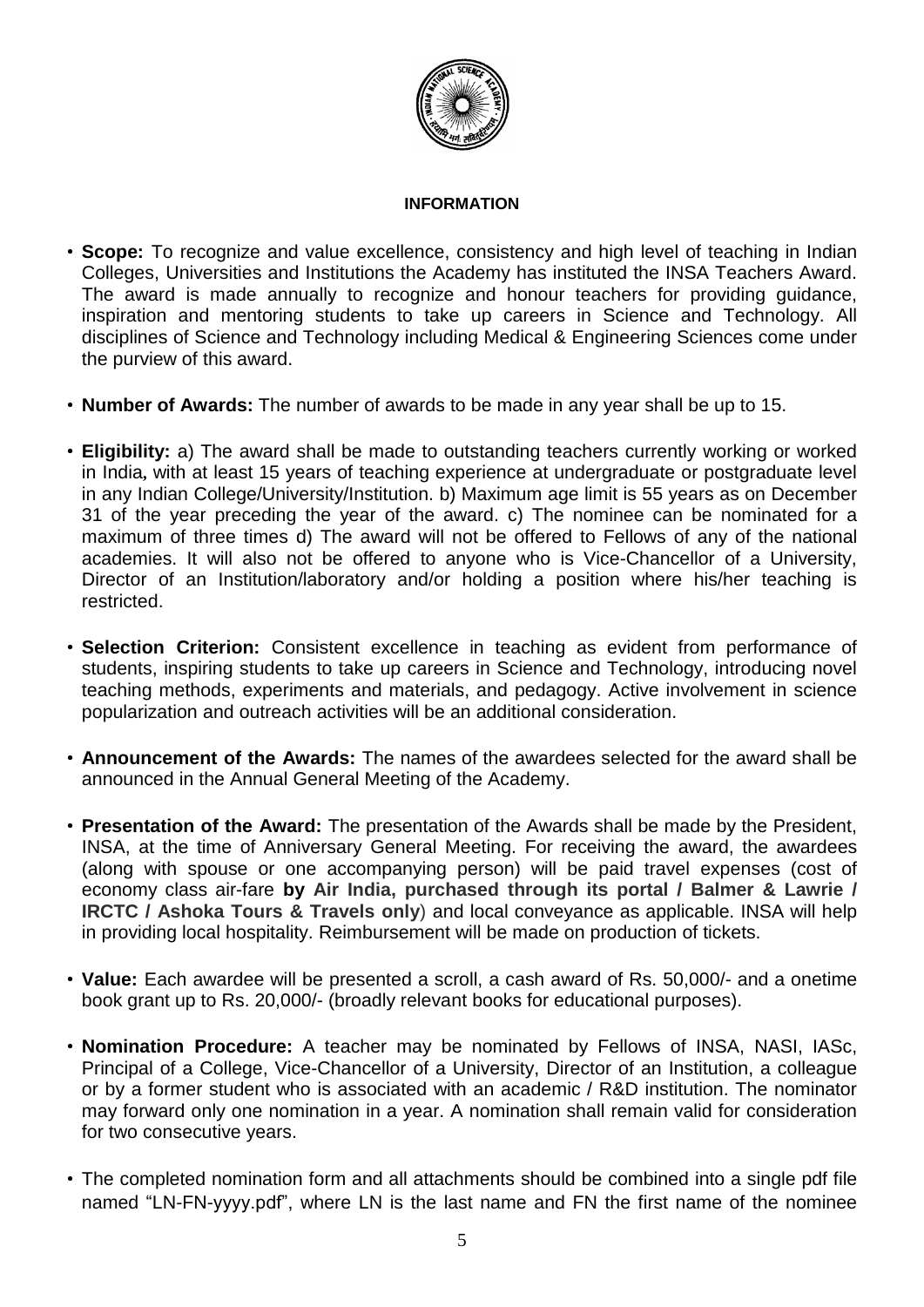#### INFORMATION

- **Scope:** To recognize and value excellence, consistency and high level of teaching in Indian Colleges, Universities and Institutions the Academy has instituted the INSA Teachers Award. The award is made annually to recognize and honour teachers for providing guidance, inspiration and mentoring students to take up careers in Science and Technology. All disciplines of Science and Technology including Medical & Engineering Sciences come under the purview of this award.

- **Number of Awards:** The number of awards to be made in any year shall be up to 15.

- **Eligibility:** a) The award shall be made to outstanding teachers currently working or worked in India, with at least 15 years of teaching experience at undergraduate or postgraduate level in any Indian College/University/Institution. b) Maximum age limit is 55 years as on December 31 of the year preceding the year of the award. c) The nominee can be nominated for a maximum of three times d) The award will not be offered to Fellows of any of the national academies. It will also not be offered to anyone who is Vice-Chancellor of a University, Director of an Institution/laboratory and/or holding a position where his/her teaching is restricted.

- **Selection Criterion:** Consistent excellence in teaching as evident from performance of students, inspiring students to take up careers in Science and Technology, introducing novel teaching methods, experiments and materials, and pedagogy. Active involvement in science popularization and outreach activities will be an additional consideration.

- **Announcement of the Awards:** The names of the awardees selected for the award shall be announced in the Annual General Meeting of the Academy.

- **Presentation of the Award:** The presentation of the Awards shall be made by the President, INSA, at the time of Anniversary General Meeting. For receiving the award, the awardees (along with spouse or one accompanying person) will be paid travel expenses (cost of economy class air-fare **by Air India, purchased through its portal / Balmer & Lawrie / IRCTC / Ashoka Tours & Travels only**) and local conveyance as applicable. INSA will help in providing local hospitality. Reimbursement will be made on production of tickets.

- **Value:** Each awardee will be presented a scroll, a cash award of Rs. 50,000/- and a onetime book grant up to Rs. 20,000/- (broadly relevant books for educational purposes).

- **Nomination Procedure:** A teacher may be nominated by Fellows of INSA, NASI, IASc, Principal of a College, Vice-Chancellor of a University, Director of an Institution, a colleague or by a former student who is associated with an academic / R&D institution. The nominator may forward only one nomination in a year. A nomination shall remain valid for consideration for two consecutive years.

- The completed nomination form and all attachments should be combined into a single pdf file named "LN-FN-yyyy.pdf", where LN is the last name and FN the first name of the nominee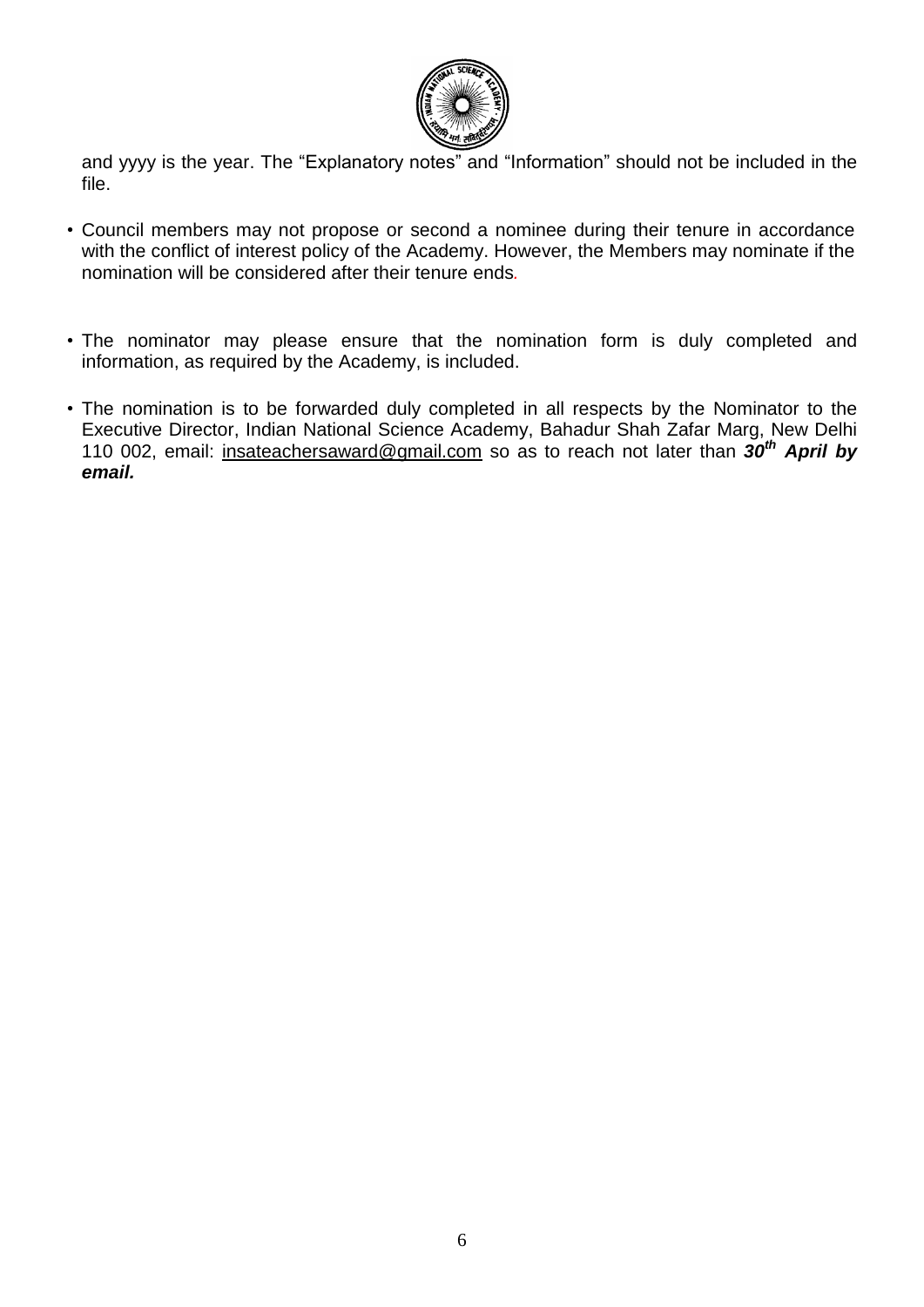and yyyy is the year. The “Explanatory notes” and “Information” should not be included in the file.

- Council members may not propose or second a nominee during their tenure in accordance with the conflict of interest policy of the Academy. However, the Members may nominate if the nomination will be considered after their tenure ends.

- The nominator may please ensure that the nomination form is duly completed and information, as required by the Academy, is included.

- The nomination is to be forwarded duly completed in all respects by the Nominator to the Executive Director, Indian National Science Academy, Bahadur Shah Zafar Marg, New Delhi 110 002, email: insateachersaward@gmail.com so as to reach not later than ***30th April by email.***